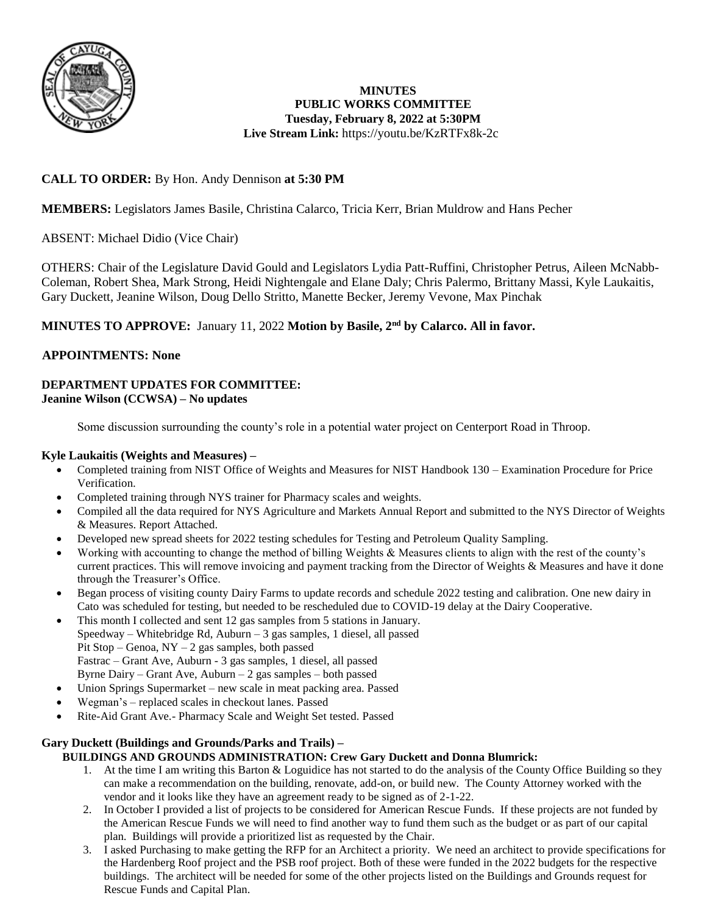# MINUTES
## PUBLIC WORKS COMMITTEE
**Tuesday, February 8, 2022 at 5:30PM**

**Live Stream Link:** https://youtu.be/KzRTFx8k-2c

**CALL TO ORDER:** By Hon. Andy Dennison **at 5:30 PM**

**MEMBERS:** Legislators James Basile, Christina Calarco, Tricia Kerr, Brian Muldrow and Hans Pecher

ABSENT: Michael Didio (Vice Chair)

OTHERS: Chair of the Legislature David Gould and Legislators Lydia Patt-Ruffini, Christopher Petrus, Aileen McNabb-Coleman, Robert Shea, Mark Strong, Heidi Nightengale and Elane Daly; Chris Palermo, Brittany Massi, Kyle Laukaitis, Gary Duckett, Jeanine Wilson, Doug Dello Stritto, Manette Becker, Jeremy Vevone, Max Pinchak

**MINUTES TO APPROVE:** January 11, 2022 **Motion by Basile, 2nd by Calarco. All in favor.**

**APPOINTMENTS: None**

**DEPARTMENT UPDATES FOR COMMITTEE:**

**Jeanine Wilson (CCWSA) – No updates**

Some discussion surrounding the county's role in a potential water project on Centerport Road in Throop.

**Kyle Laukaitis (Weights and Measures) –**

- Completed training from NIST Office of Weights and Measures for NIST Handbook 130 – Examination Procedure for Price Verification.
- Completed training through NYS trainer for Pharmacy scales and weights.
- Compiled all the data required for NYS Agriculture and Markets Annual Report and submitted to the NYS Director of Weights & Measures. Report Attached.
- Developed new spread sheets for 2022 testing schedules for Testing and Petroleum Quality Sampling.
- Working with accounting to change the method of billing Weights & Measures clients to align with the rest of the county's current practices. This will remove invoicing and payment tracking from the Director of Weights & Measures and have it done through the Treasurer's Office.
- Began process of visiting county Dairy Farms to update records and schedule 2022 testing and calibration. One new dairy in Cato was scheduled for testing, but needed to be rescheduled due to COVID-19 delay at the Dairy Cooperative.
- This month I collected and sent 12 gas samples from 5 stations in January.
  Speedway – Whitebridge Rd, Auburn – 3 gas samples, 1 diesel, all passed
  Pit Stop – Genoa, NY – 2 gas samples, both passed
  Fastrac – Grant Ave, Auburn - 3 gas samples, 1 diesel, all passed
  Byrne Dairy – Grant Ave, Auburn – 2 gas samples – both passed
- Union Springs Supermarket – new scale in meat packing area. Passed
- Wegman's – replaced scales in checkout lanes. Passed
- Rite-Aid Grant Ave.- Pharmacy Scale and Weight Set tested. Passed

**Gary Duckett (Buildings and Grounds/Parks and Trails) –**

**BUILDINGS AND GROUNDS ADMINISTRATION: Crew Gary Duckett and Donna Blumrick:**

1. At the time I am writing this Barton & Loguidice has not started to do the analysis of the County Office Building so they can make a recommendation on the building, renovate, add-on, or build new. The County Attorney worked with the vendor and it looks like they have an agreement ready to be signed as of 2-1-22.
2. In October I provided a list of projects to be considered for American Rescue Funds. If these projects are not funded by the American Rescue Funds we will need to find another way to fund them such as the budget or as part of our capital plan. Buildings will provide a prioritized list as requested by the Chair.
3. I asked Purchasing to make getting the RFP for an Architect a priority. We need an architect to provide specifications for the Hardenberg Roof project and the PSB roof project. Both of these were funded in the 2022 budgets for the respective buildings. The architect will be needed for some of the other projects listed on the Buildings and Grounds request for Rescue Funds and Capital Plan.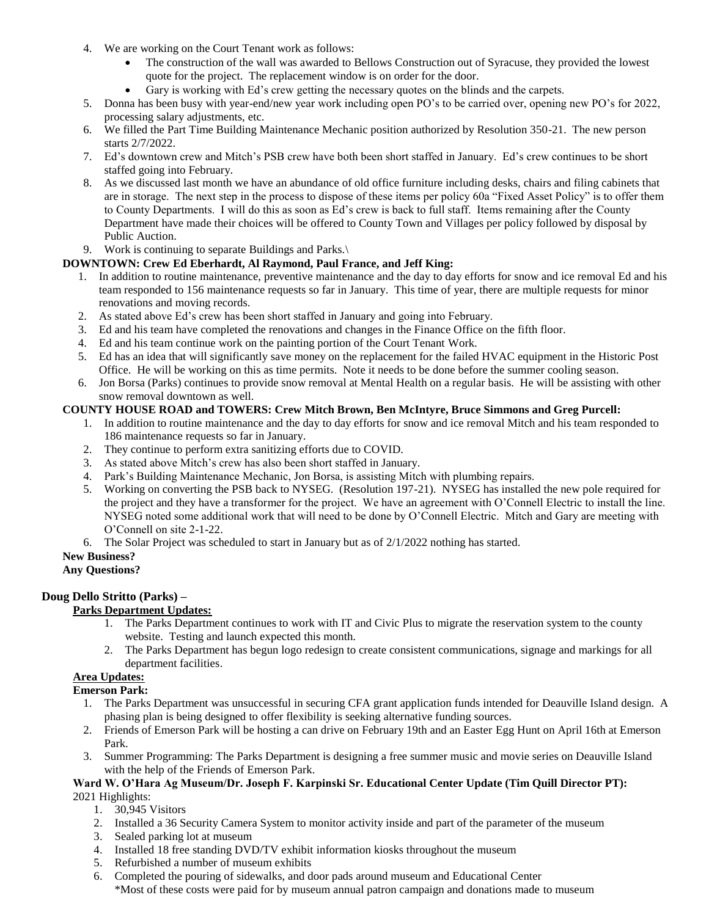4. We are working on the Court Tenant work as follows:
    - The construction of the wall was awarded to Bellows Construction out of Syracuse, they provided the lowest quote for the project. The replacement window is on order for the door.
    - Gary is working with Ed's crew getting the necessary quotes on the blinds and the carpets.
5. Donna has been busy with year-end/new year work including open PO's to be carried over, opening new PO's for 2022, processing salary adjustments, etc.
6. We filled the Part Time Building Maintenance Mechanic position authorized by Resolution 350-21. The new person starts 2/7/2022.
7. Ed's downtown crew and Mitch's PSB crew have both been short staffed in January. Ed's crew continues to be short staffed going into February.
8. As we discussed last month we have an abundance of old office furniture including desks, chairs and filing cabinets that are in storage. The next step in the process to dispose of these items per policy 60a "Fixed Asset Policy" is to offer them to County Departments. I will do this as soon as Ed's crew is back to full staff. Items remaining after the County Department have made their choices will be offered to County Town and Villages per policy followed by disposal by Public Auction.
9. Work is continuing to separate Buildings and Parks.\

**DOWNTOWN: Crew Ed Eberhardt, Al Raymond, Paul France, and Jeff King:**

1. In addition to routine maintenance, preventive maintenance and the day to day efforts for snow and ice removal Ed and his team responded to 156 maintenance requests so far in January. This time of year, there are multiple requests for minor renovations and moving records.
2. As stated above Ed's crew has been short staffed in January and going into February.
3. Ed and his team have completed the renovations and changes in the Finance Office on the fifth floor.
4. Ed and his team continue work on the painting portion of the Court Tenant Work.
5. Ed has an idea that will significantly save money on the replacement for the failed HVAC equipment in the Historic Post Office. He will be working on this as time permits. Note it needs to be done before the summer cooling season.
6. Jon Borsa (Parks) continues to provide snow removal at Mental Health on a regular basis. He will be assisting with other snow removal downtown as well.

**COUNTY HOUSE ROAD and TOWERS: Crew Mitch Brown, Ben McIntyre, Bruce Simmons and Greg Purcell:**

1. In addition to routine maintenance and the day to day efforts for snow and ice removal Mitch and his team responded to 186 maintenance requests so far in January.
2. They continue to perform extra sanitizing efforts due to COVID.
3. As stated above Mitch's crew has also been short staffed in January.
4. Park's Building Maintenance Mechanic, Jon Borsa, is assisting Mitch with plumbing repairs.
5. Working on converting the PSB back to NYSEG. (Resolution 197-21). NYSEG has installed the new pole required for the project and they have a transformer for the project. We have an agreement with O'Connell Electric to install the line. NYSEG noted some additional work that will need to be done by O'Connell Electric. Mitch and Gary are meeting with O'Connell on site 2-1-22.
6. The Solar Project was scheduled to start in January but as of 2/1/2022 nothing has started.

**New Business?**
**Any Questions?**

**Doug Dello Stritto (Parks) –**

**Parks Department Updates:**

1. The Parks Department continues to work with IT and Civic Plus to migrate the reservation system to the county website. Testing and launch expected this month.
2. The Parks Department has begun logo redesign to create consistent communications, signage and markings for all department facilities.

**Area Updates:**

**Emerson Park:**

1. The Parks Department was unsuccessful in securing CFA grant application funds intended for Deauville Island design. A phasing plan is being designed to offer flexibility is seeking alternative funding sources.
2. Friends of Emerson Park will be hosting a can drive on February 19th and an Easter Egg Hunt on April 16th at Emerson Park.
3. Summer Programming: The Parks Department is designing a free summer music and movie series on Deauville Island with the help of the Friends of Emerson Park.

**Ward W. O'Hara Ag Museum/Dr. Joseph F. Karpinski Sr. Educational Center Update (Tim Quill Director PT):**

2021 Highlights:

1. 30,945 Visitors
2. Installed a 36 Security Camera System to monitor activity inside and part of the parameter of the museum
3. Sealed parking lot at museum
4. Installed 18 free standing DVD/TV exhibit information kiosks throughout the museum
5. Refurbished a number of museum exhibits
6. Completed the pouring of sidewalks, and door pads around museum and Educational Center
   *Most of these costs were paid for by museum annual patron campaign and donations made to museum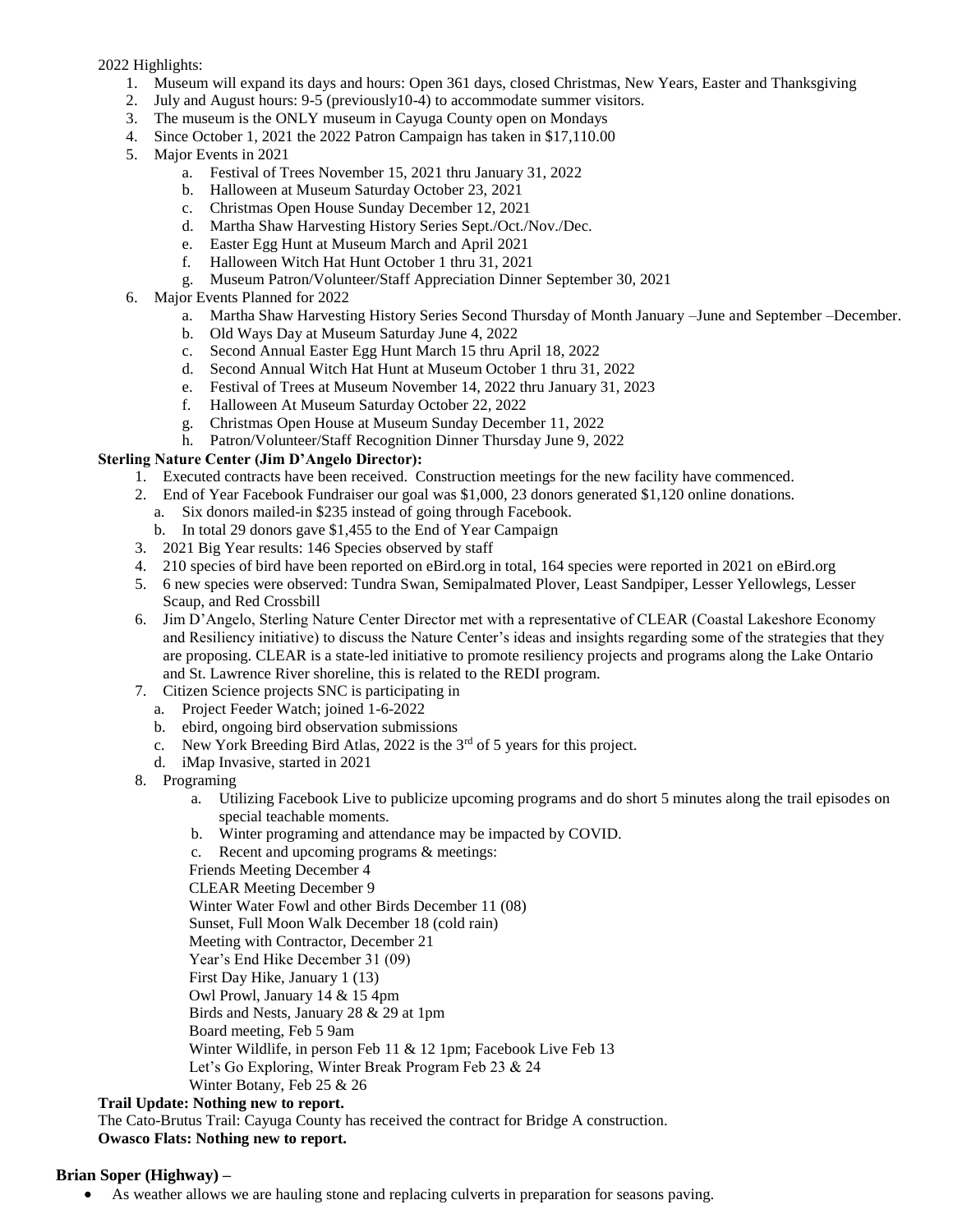2022 Highlights:

1. Museum will expand its days and hours: Open 361 days, closed Christmas, New Years, Easter and Thanksgiving
2. July and August hours: 9-5 (previously10-4) to accommodate summer visitors.
3. The museum is the ONLY museum in Cayuga County open on Mondays
4. Since October 1, 2021 the 2022 Patron Campaign has taken in $17,110.00
5. Major Events in 2021
   a. Festival of Trees November 15, 2021 thru January 31, 2022
   b. Halloween at Museum Saturday October 23, 2021
   c. Christmas Open House Sunday December 12, 2021
   d. Martha Shaw Harvesting History Series Sept./Oct./Nov./Dec.
   e. Easter Egg Hunt at Museum March and April 2021
   f. Halloween Witch Hat Hunt October 1 thru 31, 2021
   g. Museum Patron/Volunteer/Staff Appreciation Dinner September 30, 2021
6. Major Events Planned for 2022
   a. Martha Shaw Harvesting History Series Second Thursday of Month January –June and September –December.
   b. Old Ways Day at Museum Saturday June 4, 2022
   c. Second Annual Easter Egg Hunt March 15 thru April 18, 2022
   d. Second Annual Witch Hat Hunt at Museum October 1 thru 31, 2022
   e. Festival of Trees at Museum November 14, 2022 thru January 31, 2023
   f. Halloween At Museum Saturday October 22, 2022
   g. Christmas Open House at Museum Sunday December 11, 2022
   h. Patron/Volunteer/Staff Recognition Dinner Thursday June 9, 2022

**Sterling Nature Center (Jim D'Angelo Director):**

1. Executed contracts have been received. Construction meetings for the new facility have commenced.
2. End of Year Facebook Fundraiser our goal was $1,000, 23 donors generated $1,120 online donations.
   a. Six donors mailed-in $235 instead of going through Facebook.
   b. In total 29 donors gave $1,455 to the End of Year Campaign
3. 2021 Big Year results: 146 Species observed by staff
4. 210 species of bird have been reported on eBird.org in total, 164 species were reported in 2021 on eBird.org
5. 6 new species were observed: Tundra Swan, Semipalmated Plover, Least Sandpiper, Lesser Yellowlegs, Lesser Scaup, and Red Crossbill
6. Jim D'Angelo, Sterling Nature Center Director met with a representative of CLEAR (Coastal Lakeshore Economy and Resiliency initiative) to discuss the Nature Center's ideas and insights regarding some of the strategies that they are proposing. CLEAR is a state-led initiative to promote resiliency projects and programs along the Lake Ontario and St. Lawrence River shoreline, this is related to the REDI program.
7. Citizen Science projects SNC is participating in
   a. Project Feeder Watch; joined 1-6-2022
   b. ebird, ongoing bird observation submissions
   c. New York Breeding Bird Atlas, 2022 is the 3rd of 5 years for this project.
   d. iMap Invasive, started in 2021
8. Programing
   a. Utilizing Facebook Live to publicize upcoming programs and do short 5 minutes along the trail episodes on special teachable moments.
   b. Winter programing and attendance may be impacted by COVID.
   c. Recent and upcoming programs & meetings:

   Friends Meeting December 4
   CLEAR Meeting December 9
   Winter Water Fowl and other Birds December 11 (08)
   Sunset, Full Moon Walk December 18 (cold rain)
   Meeting with Contractor, December 21
   Year's End Hike December 31 (09)
   First Day Hike, January 1 (13)
   Owl Prowl, January 14 & 15 4pm
   Birds and Nests, January 28 & 29 at 1pm
   Board meeting, Feb 5 9am
   Winter Wildlife, in person Feb 11 & 12 1pm; Facebook Live Feb 13
   Let's Go Exploring, Winter Break Program Feb 23 & 24
   Winter Botany, Feb 25 & 26

**Trail Update: Nothing new to report.**

The Cato-Brutus Trail: Cayuga County has received the contract for Bridge A construction.

**Owasco Flats: Nothing new to report.**

**Brian Soper (Highway) –**

- As weather allows we are hauling stone and replacing culverts in preparation for seasons paving.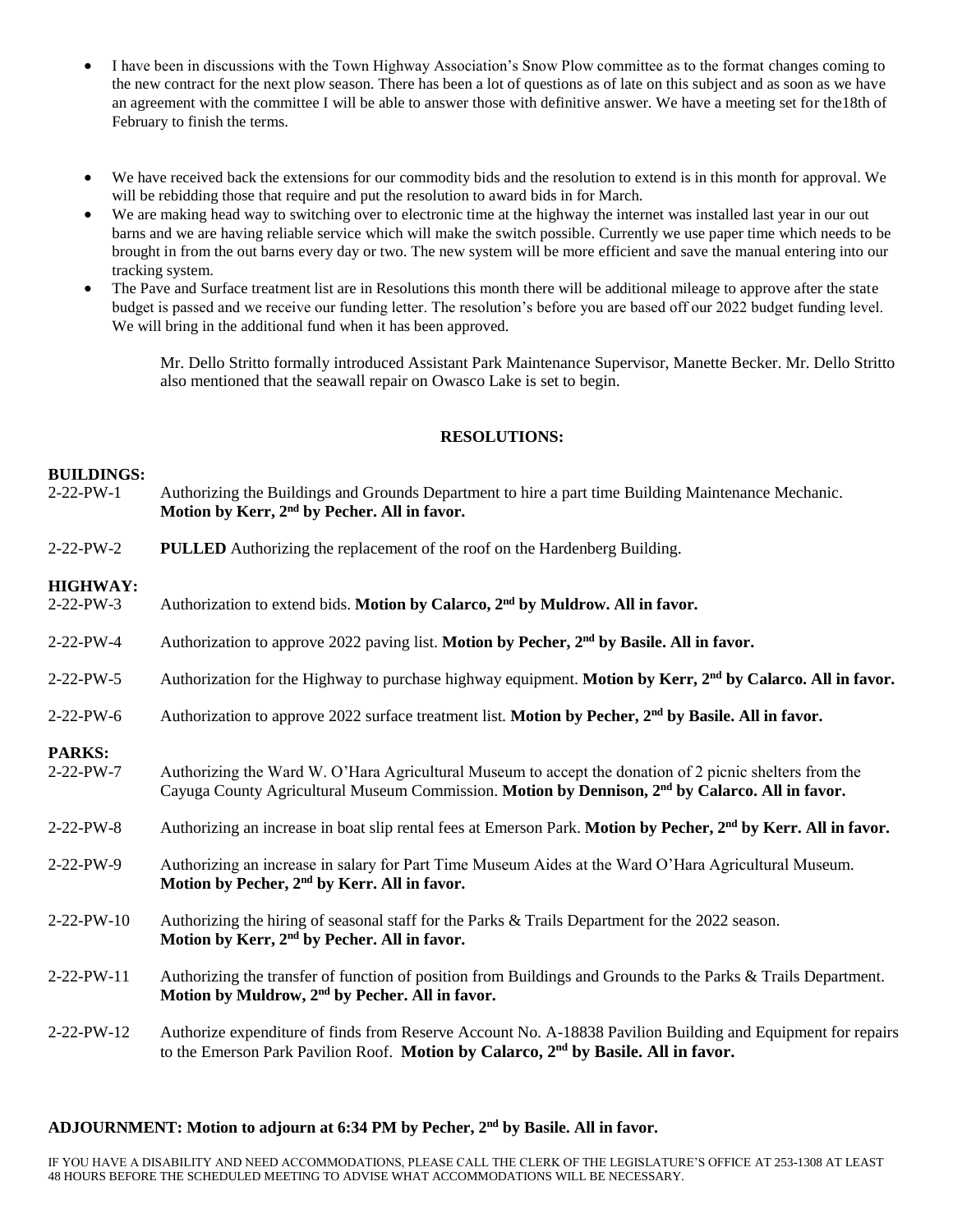- I have been in discussions with the Town Highway Association's Snow Plow committee as to the format changes coming to the new contract for the next plow season. There has been a lot of questions as of late on this subject and as soon as we have an agreement with the committee I will be able to answer those with definitive answer. We have a meeting set for the18th of February to finish the terms.

- We have received back the extensions for our commodity bids and the resolution to extend is in this month for approval. We will be rebidding those that require and put the resolution to award bids in for March.
- We are making head way to switching over to electronic time at the highway the internet was installed last year in our out barns and we are having reliable service which will make the switch possible. Currently we use paper time which needs to be brought in from the out barns every day or two. The new system will be more efficient and save the manual entering into our tracking system.
- The Pave and Surface treatment list are in Resolutions this month there will be additional mileage to approve after the state budget is passed and we receive our funding letter. The resolution's before you are based off our 2022 budget funding level. We will bring in the additional fund when it has been approved.

Mr. Dello Stritto formally introduced Assistant Park Maintenance Supervisor, Manette Becker. Mr. Dello Stritto also mentioned that the seawall repair on Owasco Lake is set to begin.

**RESOLUTIONS:**

**BUILDINGS:**

2-22-PW-1 Authorizing the Buildings and Grounds Department to hire a part time Building Maintenance Mechanic. **Motion by Kerr, 2nd by Pecher. All in favor.**

2-22-PW-2 **PULLED** Authorizing the replacement of the roof on the Hardenberg Building.

**HIGHWAY:**

2-22-PW-3 Authorization to extend bids. **Motion by Calarco, 2nd by Muldrow. All in favor.**

2-22-PW-4 Authorization to approve 2022 paving list. **Motion by Pecher, 2nd by Basile. All in favor.**

2-22-PW-5 Authorization for the Highway to purchase highway equipment. **Motion by Kerr, 2nd by Calarco. All in favor.**

2-22-PW-6 Authorization to approve 2022 surface treatment list. **Motion by Pecher, 2nd by Basile. All in favor.**

**PARKS:**

2-22-PW-7 Authorizing the Ward W. O'Hara Agricultural Museum to accept the donation of 2 picnic shelters from the Cayuga County Agricultural Museum Commission. **Motion by Dennison, 2nd by Calarco. All in favor.**

2-22-PW-8 Authorizing an increase in boat slip rental fees at Emerson Park. **Motion by Pecher, 2nd by Kerr. All in favor.**

2-22-PW-9 Authorizing an increase in salary for Part Time Museum Aides at the Ward O'Hara Agricultural Museum. **Motion by Pecher, 2nd by Kerr. All in favor.**

2-22-PW-10 Authorizing the hiring of seasonal staff for the Parks & Trails Department for the 2022 season. **Motion by Kerr, 2nd by Pecher. All in favor.**

2-22-PW-11 Authorizing the transfer of function of position from Buildings and Grounds to the Parks & Trails Department. **Motion by Muldrow, 2nd by Pecher. All in favor.**

2-22-PW-12 Authorize expenditure of finds from Reserve Account No. A-18838 Pavilion Building and Equipment for repairs to the Emerson Park Pavilion Roof. **Motion by Calarco, 2nd by Basile. All in favor.**

**ADJOURNMENT: Motion to adjourn at 6:34 PM by Pecher, 2nd by Basile. All in favor.**

IF YOU HAVE A DISABILITY AND NEED ACCOMMODATIONS, PLEASE CALL THE CLERK OF THE LEGISLATURE'S OFFICE AT 253-1308 AT LEAST 48 HOURS BEFORE THE SCHEDULED MEETING TO ADVISE WHAT ACCOMMODATIONS WILL BE NECESSARY.